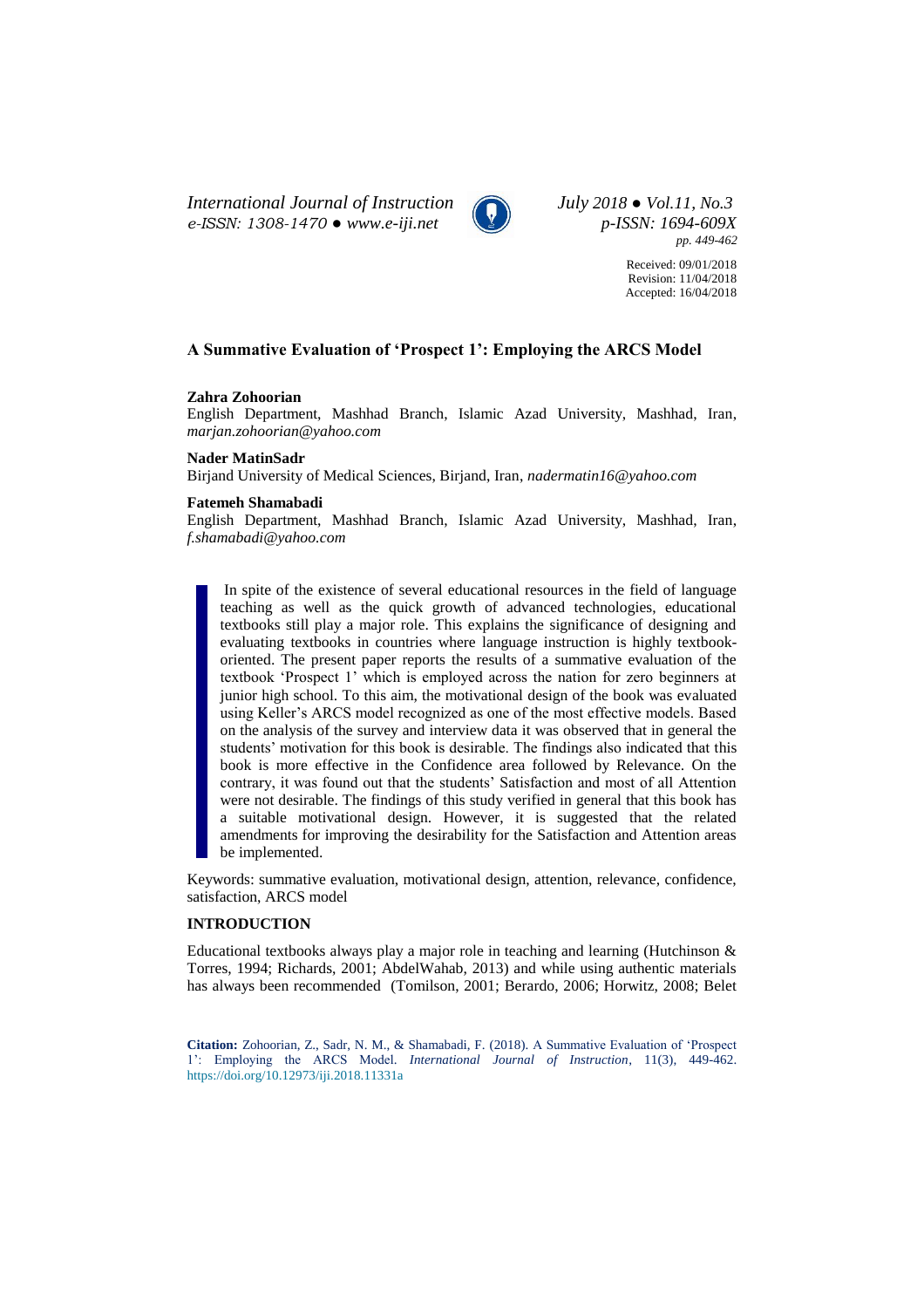# A Summative Evaluation of 'Prospect 1': Employing the ARCS Model

**Zahra Zohoorian**
English Department, Mashhad Branch, Islamic Azad University, Mashhad, Iran, *marjan.zohoorian@yahoo.com*

**Nader MatinSadr**
Birjand University of Medical Sciences, Birjand, Iran, *nadermatin16@yahoo.com*

**Fatemeh Shamabadi**
English Department, Mashhad Branch, Islamic Azad University, Mashhad, Iran, *f.shamabadi@yahoo.com*

In spite of the existence of several educational resources in the field of language teaching as well as the quick growth of advanced technologies, educational textbooks still play a major role. This explains the significance of designing and evaluating textbooks in countries where language instruction is highly textbook-oriented. The present paper reports the results of a summative evaluation of the textbook 'Prospect 1' which is employed across the nation for zero beginners at junior high school. To this aim, the motivational design of the book was evaluated using Keller's ARCS model recognized as one of the most effective models. Based on the analysis of the survey and interview data it was observed that in general the students' motivation for this book is desirable. The findings also indicated that this book is more effective in the Confidence area followed by Relevance. On the contrary, it was found out that the students' Satisfaction and most of all Attention were not desirable. The findings of this study verified in general that this book has a suitable motivational design. However, it is suggested that the related amendments for improving the desirability for the Satisfaction and Attention areas be implemented.

Keywords: summative evaluation, motivational design, attention, relevance, confidence, satisfaction, ARCS model

## INTRODUCTION

Educational textbooks always play a major role in teaching and learning (Hutchinson & Torres, 1994; Richards, 2001; AbdelWahab, 2013) and while using authentic materials has always been recommended (Tomilson, 2001; Berardo, 2006; Horwitz, 2008; Belet

**Citation:** Zohoorian, Z., Sadr, N. M., & Shamabadi, F. (2018). A Summative Evaluation of 'Prospect 1': Employing the ARCS Model. *International Journal of Instruction*, 11(3), 449-462. https://doi.org/10.12973/iji.2018.11331a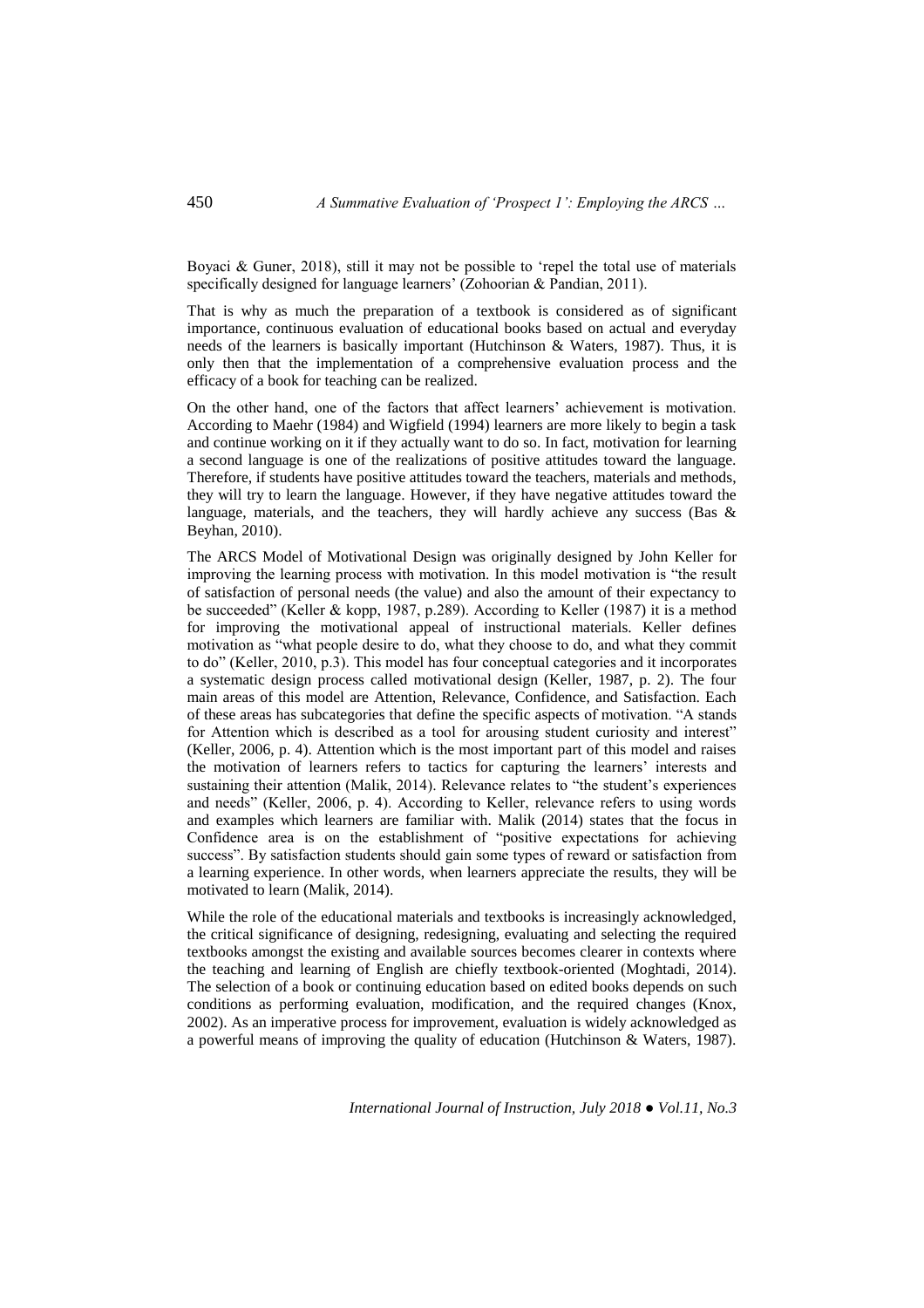Boyaci & Guner, 2018), still it may not be possible to 'repel the total use of materials specifically designed for language learners' (Zohoorian & Pandian, 2011).

That is why as much the preparation of a textbook is considered as of significant importance, continuous evaluation of educational books based on actual and everyday needs of the learners is basically important (Hutchinson & Waters, 1987). Thus, it is only then that the implementation of a comprehensive evaluation process and the efficacy of a book for teaching can be realized.

On the other hand, one of the factors that affect learners' achievement is motivation. According to Maehr (1984) and Wigfield (1994) learners are more likely to begin a task and continue working on it if they actually want to do so. In fact, motivation for learning a second language is one of the realizations of positive attitudes toward the language. Therefore, if students have positive attitudes toward the teachers, materials and methods, they will try to learn the language. However, if they have negative attitudes toward the language, materials, and the teachers, they will hardly achieve any success (Bas & Beyhan, 2010).

The ARCS Model of Motivational Design was originally designed by John Keller for improving the learning process with motivation. In this model motivation is "the result of satisfaction of personal needs (the value) and also the amount of their expectancy to be succeeded" (Keller & kopp, 1987, p.289). According to Keller (1987) it is a method for improving the motivational appeal of instructional materials. Keller defines motivation as "what people desire to do, what they choose to do, and what they commit to do" (Keller, 2010, p.3). This model has four conceptual categories and it incorporates a systematic design process called motivational design (Keller, 1987, p. 2). The four main areas of this model are Attention, Relevance, Confidence, and Satisfaction. Each of these areas has subcategories that define the specific aspects of motivation. "A stands for Attention which is described as a tool for arousing student curiosity and interest" (Keller, 2006, p. 4). Attention which is the most important part of this model and raises the motivation of learners refers to tactics for capturing the learners' interests and sustaining their attention (Malik, 2014). Relevance relates to "the student's experiences and needs" (Keller, 2006, p. 4). According to Keller, relevance refers to using words and examples which learners are familiar with. Malik (2014) states that the focus in Confidence area is on the establishment of "positive expectations for achieving success". By satisfaction students should gain some types of reward or satisfaction from a learning experience. In other words, when learners appreciate the results, they will be motivated to learn (Malik, 2014).

While the role of the educational materials and textbooks is increasingly acknowledged, the critical significance of designing, redesigning, evaluating and selecting the required textbooks amongst the existing and available sources becomes clearer in contexts where the teaching and learning of English are chiefly textbook-oriented (Moghtadi, 2014). The selection of a book or continuing education based on edited books depends on such conditions as performing evaluation, modification, and the required changes (Knox, 2002). As an imperative process for improvement, evaluation is widely acknowledged as a powerful means of improving the quality of education (Hutchinson & Waters, 1987).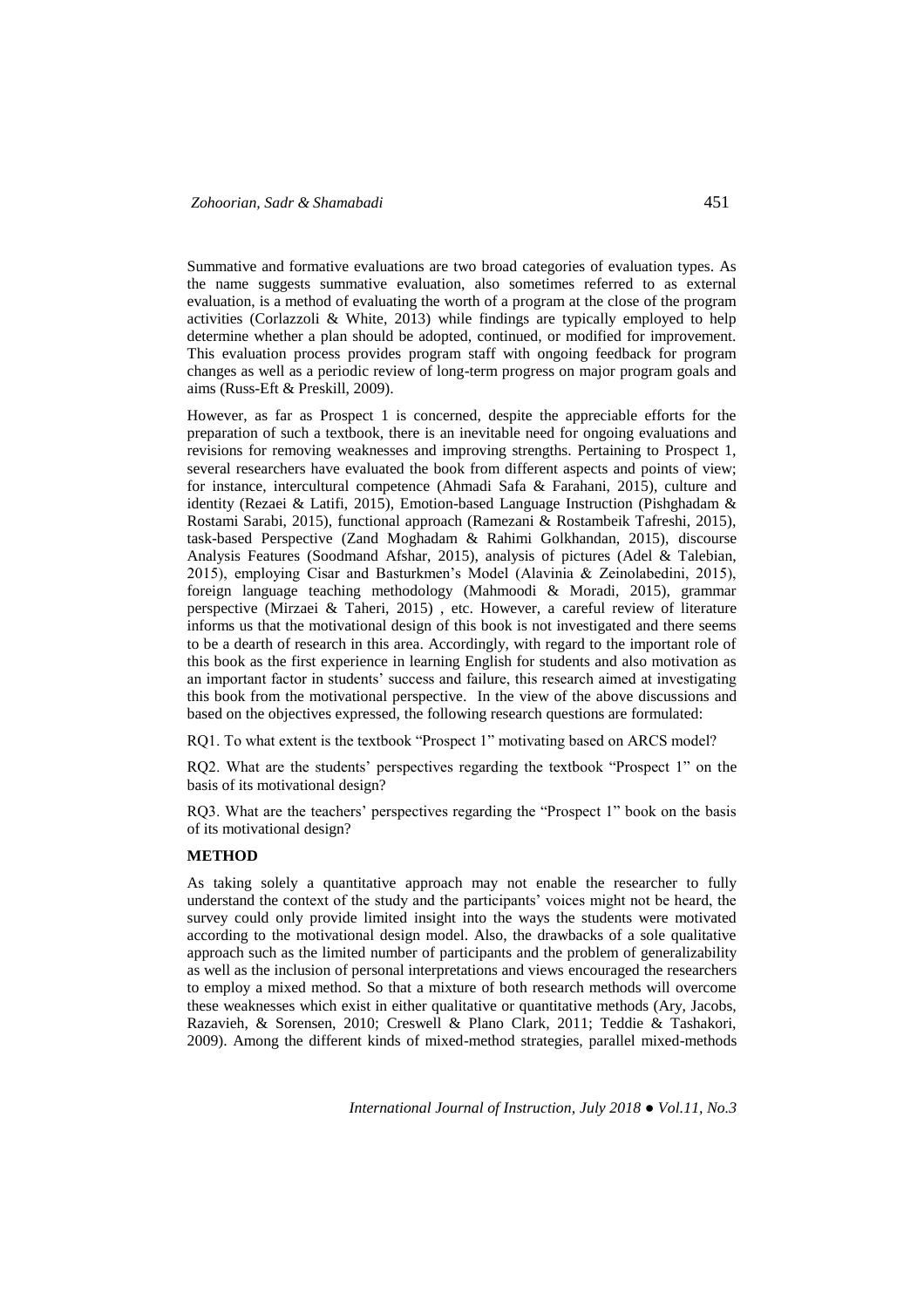Summative and formative evaluations are two broad categories of evaluation types. As the name suggests summative evaluation, also sometimes referred to as external evaluation, is a method of evaluating the worth of a program at the close of the program activities (Corlazzoli & White, 2013) while findings are typically employed to help determine whether a plan should be adopted, continued, or modified for improvement. This evaluation process provides program staff with ongoing feedback for program changes as well as a periodic review of long-term progress on major program goals and aims (Russ-Eft & Preskill, 2009).

However, as far as Prospect 1 is concerned, despite the appreciable efforts for the preparation of such a textbook, there is an inevitable need for ongoing evaluations and revisions for removing weaknesses and improving strengths. Pertaining to Prospect 1, several researchers have evaluated the book from different aspects and points of view; for instance, intercultural competence (Ahmadi Safa & Farahani, 2015), culture and identity (Rezaei & Latifi, 2015), Emotion-based Language Instruction (Pishghadam & Rostami Sarabi, 2015), functional approach (Ramezani & Rostambeik Tafreshi, 2015), task-based Perspective (Zand Moghadam & Rahimi Golkhandan, 2015), discourse Analysis Features (Soodmand Afshar, 2015), analysis of pictures (Adel & Talebian, 2015), employing Cisar and Basturkmen's Model (Alavinia & Zeinolabedini, 2015), foreign language teaching methodology (Mahmoodi & Moradi, 2015), grammar perspective (Mirzaei & Taheri, 2015) , etc. However, a careful review of literature informs us that the motivational design of this book is not investigated and there seems to be a dearth of research in this area. Accordingly, with regard to the important role of this book as the first experience in learning English for students and also motivation as an important factor in students' success and failure, this research aimed at investigating this book from the motivational perspective. In the view of the above discussions and based on the objectives expressed, the following research questions are formulated:

RQ1. To what extent is the textbook "Prospect 1" motivating based on ARCS model?

RQ2. What are the students' perspectives regarding the textbook "Prospect 1" on the basis of its motivational design?

RQ3. What are the teachers' perspectives regarding the "Prospect 1" book on the basis of its motivational design?

## METHOD

As taking solely a quantitative approach may not enable the researcher to fully understand the context of the study and the participants' voices might not be heard, the survey could only provide limited insight into the ways the students were motivated according to the motivational design model. Also, the drawbacks of a sole qualitative approach such as the limited number of participants and the problem of generalizability as well as the inclusion of personal interpretations and views encouraged the researchers to employ a mixed method. So that a mixture of both research methods will overcome these weaknesses which exist in either qualitative or quantitative methods (Ary, Jacobs, Razavieh, & Sorensen, 2010; Creswell & Plano Clark, 2011; Teddie & Tashakori, 2009). Among the different kinds of mixed-method strategies, parallel mixed-methods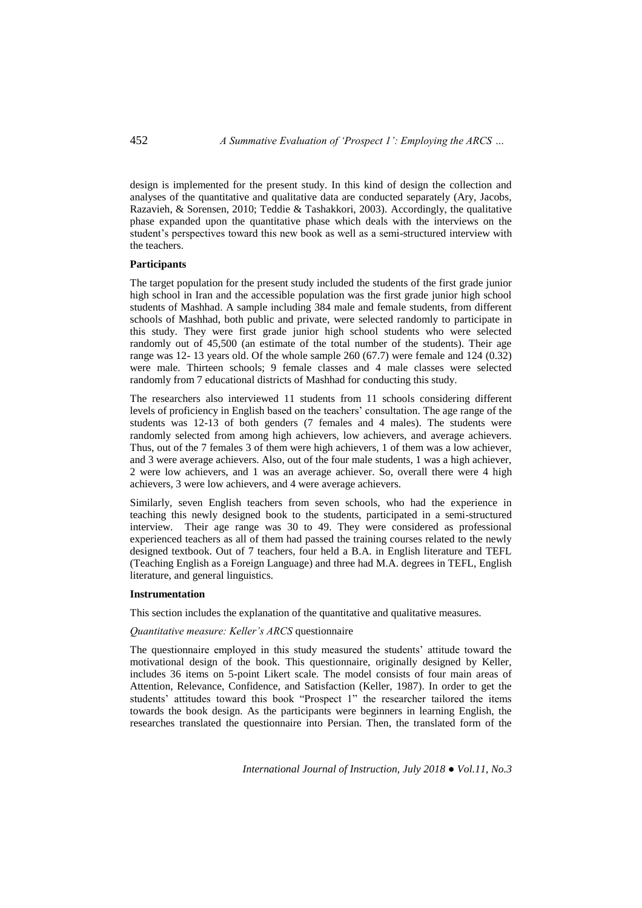design is implemented for the present study. In this kind of design the collection and analyses of the quantitative and qualitative data are conducted separately (Ary, Jacobs, Razavieh, & Sorensen, 2010; Teddie & Tashakkori, 2003). Accordingly, the qualitative phase expanded upon the quantitative phase which deals with the interviews on the student's perspectives toward this new book as well as a semi-structured interview with the teachers.

**Participants**

The target population for the present study included the students of the first grade junior high school in Iran and the accessible population was the first grade junior high school students of Mashhad. A sample including 384 male and female students, from different schools of Mashhad, both public and private, were selected randomly to participate in this study. They were first grade junior high school students who were selected randomly out of 45,500 (an estimate of the total number of the students). Their age range was 12- 13 years old. Of the whole sample 260 (67.7) were female and 124 (0.32) were male. Thirteen schools; 9 female classes and 4 male classes were selected randomly from 7 educational districts of Mashhad for conducting this study.

The researchers also interviewed 11 students from 11 schools considering different levels of proficiency in English based on the teachers' consultation. The age range of the students was 12-13 of both genders (7 females and 4 males). The students were randomly selected from among high achievers, low achievers, and average achievers. Thus, out of the 7 females 3 of them were high achievers, 1 of them was a low achiever, and 3 were average achievers. Also, out of the four male students, 1 was a high achiever, 2 were low achievers, and 1 was an average achiever. So, overall there were 4 high achievers, 3 were low achievers, and 4 were average achievers.

Similarly, seven English teachers from seven schools, who had the experience in teaching this newly designed book to the students, participated in a semi-structured interview. Their age range was 30 to 49. They were considered as professional experienced teachers as all of them had passed the training courses related to the newly designed textbook. Out of 7 teachers, four held a B.A. in English literature and TEFL (Teaching English as a Foreign Language) and three had M.A. degrees in TEFL, English literature, and general linguistics.

**Instrumentation**

This section includes the explanation of the quantitative and qualitative measures.

*Quantitative measure: Keller's ARCS* questionnaire

The questionnaire employed in this study measured the students' attitude toward the motivational design of the book. This questionnaire, originally designed by Keller, includes 36 items on 5-point Likert scale. The model consists of four main areas of Attention, Relevance, Confidence, and Satisfaction (Keller, 1987). In order to get the students' attitudes toward this book "Prospect 1" the researcher tailored the items towards the book design. As the participants were beginners in learning English, the researches translated the questionnaire into Persian. Then, the translated form of the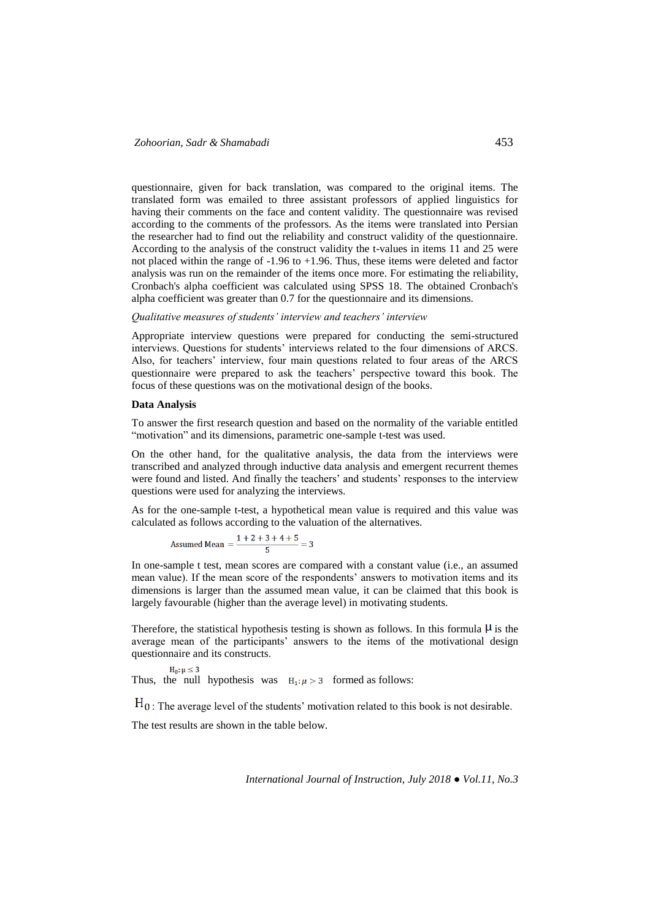questionnaire, given for back translation, was compared to the original items. The translated form was emailed to three assistant professors of applied linguistics for having their comments on the face and content validity. The questionnaire was revised according to the comments of the professors. As the items were translated into Persian the researcher had to find out the reliability and construct validity of the questionnaire. According to the analysis of the construct validity the t-values in items 11 and 25 were not placed within the range of -1.96 to +1.96. Thus, these items were deleted and factor analysis was run on the remainder of the items once more. For estimating the reliability, Cronbach's alpha coefficient was calculated using SPSS 18. The obtained Cronbach's alpha coefficient was greater than 0.7 for the questionnaire and its dimensions.

*Qualitative measures of students' interview and teachers' interview*

Appropriate interview questions were prepared for conducting the semi-structured interviews. Questions for students' interviews related to the four dimensions of ARCS. Also, for teachers' interview, four main questions related to four areas of the ARCS questionnaire were prepared to ask the teachers' perspective toward this book. The focus of these questions was on the motivational design of the books.

**Data Analysis**

To answer the first research question and based on the normality of the variable entitled "motivation" and its dimensions, parametric one-sample t-test was used.

On the other hand, for the qualitative analysis, the data from the interviews were transcribed and analyzed through inductive data analysis and emergent recurrent themes were found and listed. And finally the teachers' and students' responses to the interview questions were used for analyzing the interviews.

As for the one-sample t-test, a hypothetical mean value is required and this value was calculated as follows according to the valuation of the alternatives.

$$\text{Assumed Mean} = \frac{1+2+3+4+5}{5} = 3$$

In one-sample t test, mean scores are compared with a constant value (i.e., an assumed mean value). If the mean score of the respondents' answers to motivation items and its dimensions is larger than the assumed mean value, it can be claimed that this book is largely favourable (higher than the average level) in motivating students.

Therefore, the statistical hypothesis testing is shown as follows. In this formula $\mu$ is the average mean of the participants' answers to the items of the motivational design questionnaire and its constructs.

Thus, the null hypothesis was $\begin{matrix} H_0: \mu \leq 3 \\ H_1: \mu > 3 \end{matrix}$ formed as follows:

$H_0$ : The average level of the students' motivation related to this book is not desirable.

The test results are shown in the table below.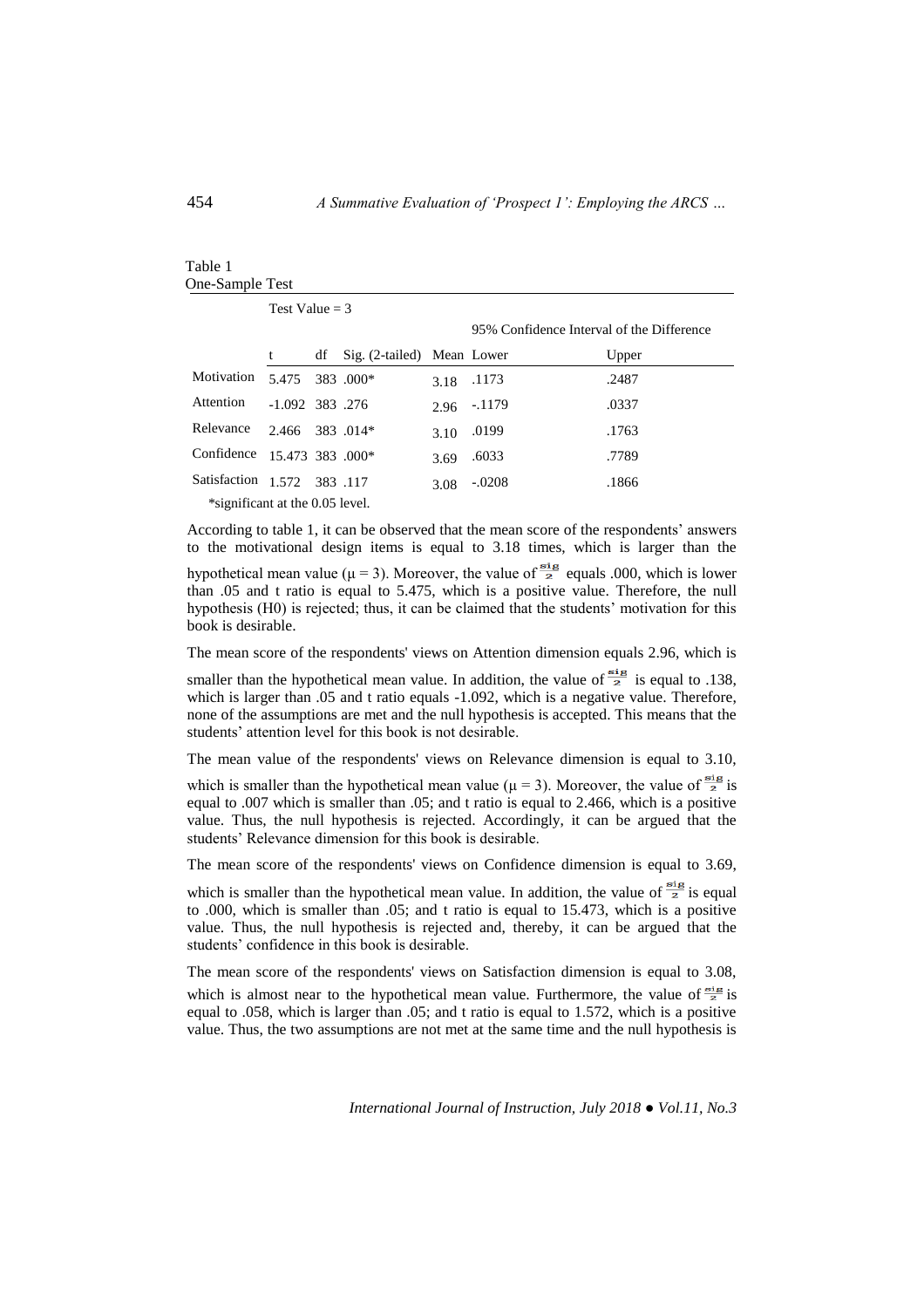Table 1
One-Sample Test

| | Test Value = 3 | | | | | |
|---|---|---|---|---|---|---|
| | | | | | 95% Confidence Interval of the Difference | |
| | t | df | Sig. (2-tailed) | Mean | Lower | Upper |
| Motivation | 5.475 | 383 | .000* | 3.18 | .1173 | .2487 |
| Attention | -1.092 | 383 | .276 | 2.96 | -.1179 | .0337 |
| Relevance | 2.466 | 383 | .014* | 3.10 | .0199 | .1763 |
| Confidence | 15.473 | 383 | .000* | 3.69 | .6033 | .7789 |
| Satisfaction | 1.572 | 383 | .117 | 3.08 | -.0208 | .1866 |

*significant at the 0.05 level.

According to table 1, it can be observed that the mean score of the respondents' answers to the motivational design items is equal to 3.18 times, which is larger than the hypothetical mean value ($\mu = 3$). Moreover, the value of $\frac{sig}{2}$ equals .000, which is lower than .05 and t ratio is equal to 5.475, which is a positive value. Therefore, the null hypothesis (H0) is rejected; thus, it can be claimed that the students' motivation for this book is desirable.

The mean score of the respondents' views on Attention dimension equals 2.96, which is smaller than the hypothetical mean value. In addition, the value of $\frac{sig}{2}$ is equal to .138, which is larger than .05 and t ratio equals -1.092, which is a negative value. Therefore, none of the assumptions are met and the null hypothesis is accepted. This means that the students' attention level for this book is not desirable.

The mean value of the respondents' views on Relevance dimension is equal to 3.10, which is smaller than the hypothetical mean value ($\mu = 3$). Moreover, the value of $\frac{sig}{2}$ is equal to .007 which is smaller than .05; and t ratio is equal to 2.466, which is a positive value. Thus, the null hypothesis is rejected. Accordingly, it can be argued that the students' Relevance dimension for this book is desirable.

The mean score of the respondents' views on Confidence dimension is equal to 3.69, which is smaller than the hypothetical mean value. In addition, the value of $\frac{sig}{2}$ is equal to .000, which is smaller than .05; and t ratio is equal to 15.473, which is a positive value. Thus, the null hypothesis is rejected and, thereby, it can be argued that the students' confidence in this book is desirable.

The mean score of the respondents' views on Satisfaction dimension is equal to 3.08, which is almost near to the hypothetical mean value. Furthermore, the value of $\frac{sig}{2}$ is equal to .058, which is larger than .05; and t ratio is equal to 1.572, which is a positive value. Thus, the two assumptions are not met at the same time and the null hypothesis is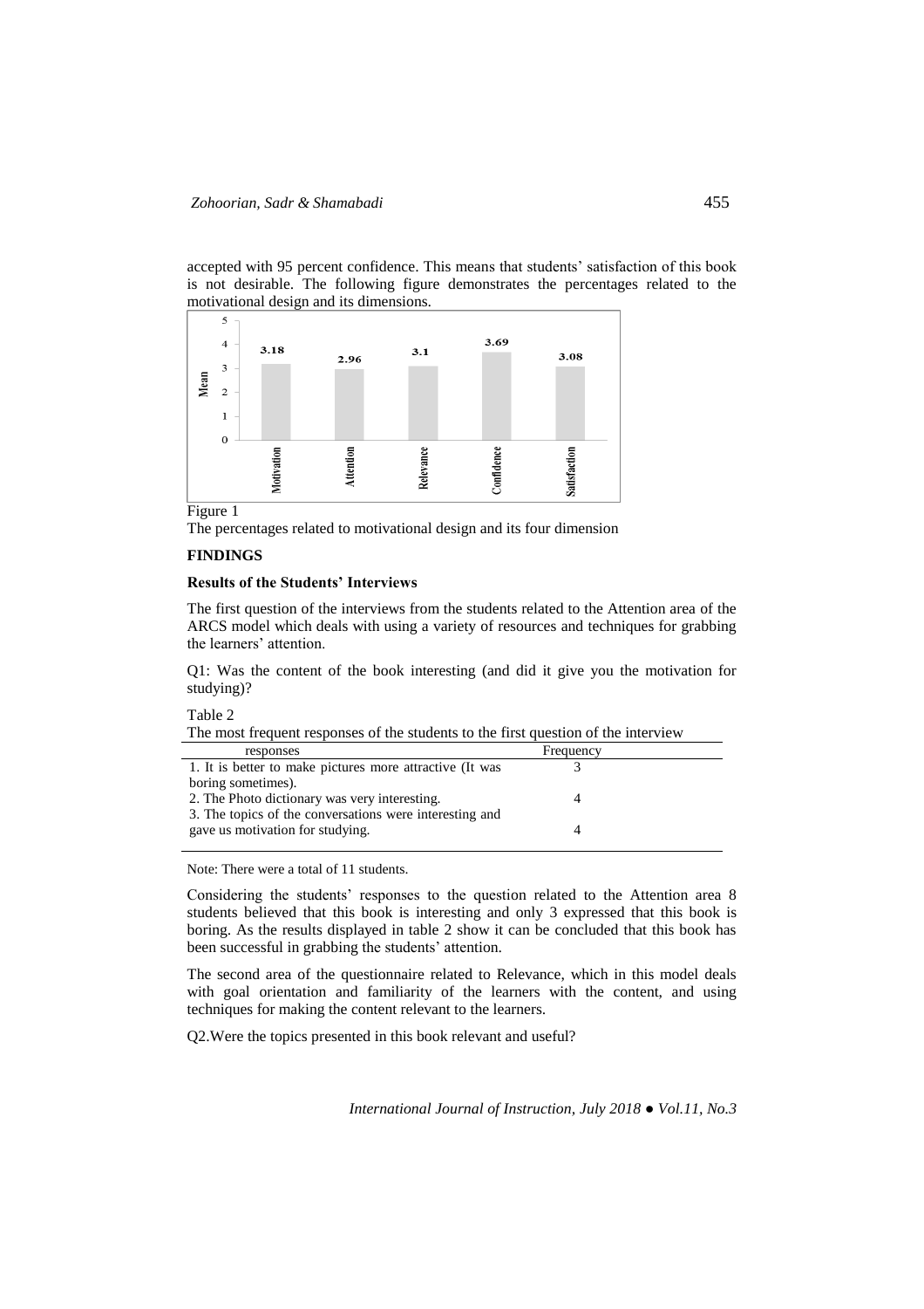accepted with 95 percent confidence. This means that students' satisfaction of this book is not desirable. The following figure demonstrates the percentages related to the motivational design and its dimensions.

Figure 1

The percentages related to motivational design and its four dimension

## FINDINGS

### Results of the Students' Interviews

The first question of the interviews from the students related to the Attention area of the ARCS model which deals with using a variety of resources and techniques for grabbing the learners' attention.

Q1: Was the content of the book interesting (and did it give you the motivation for studying)?

Table 2

The most frequent responses of the students to the first question of the interview

| responses | Frequency |
|---|---|
| 1. It is better to make pictures more attractive (It was boring sometimes). | 3 |
| 2. The Photo dictionary was very interesting. | 4 |
| 3. The topics of the conversations were interesting and gave us motivation for studying. | 4 |

Note: There were a total of 11 students.

Considering the students' responses to the question related to the Attention area 8 students believed that this book is interesting and only 3 expressed that this book is boring. As the results displayed in table 2 show it can be concluded that this book has been successful in grabbing the students' attention.

The second area of the questionnaire related to Relevance, which in this model deals with goal orientation and familiarity of the learners with the content, and using techniques for making the content relevant to the learners.

Q2.Were the topics presented in this book relevant and useful?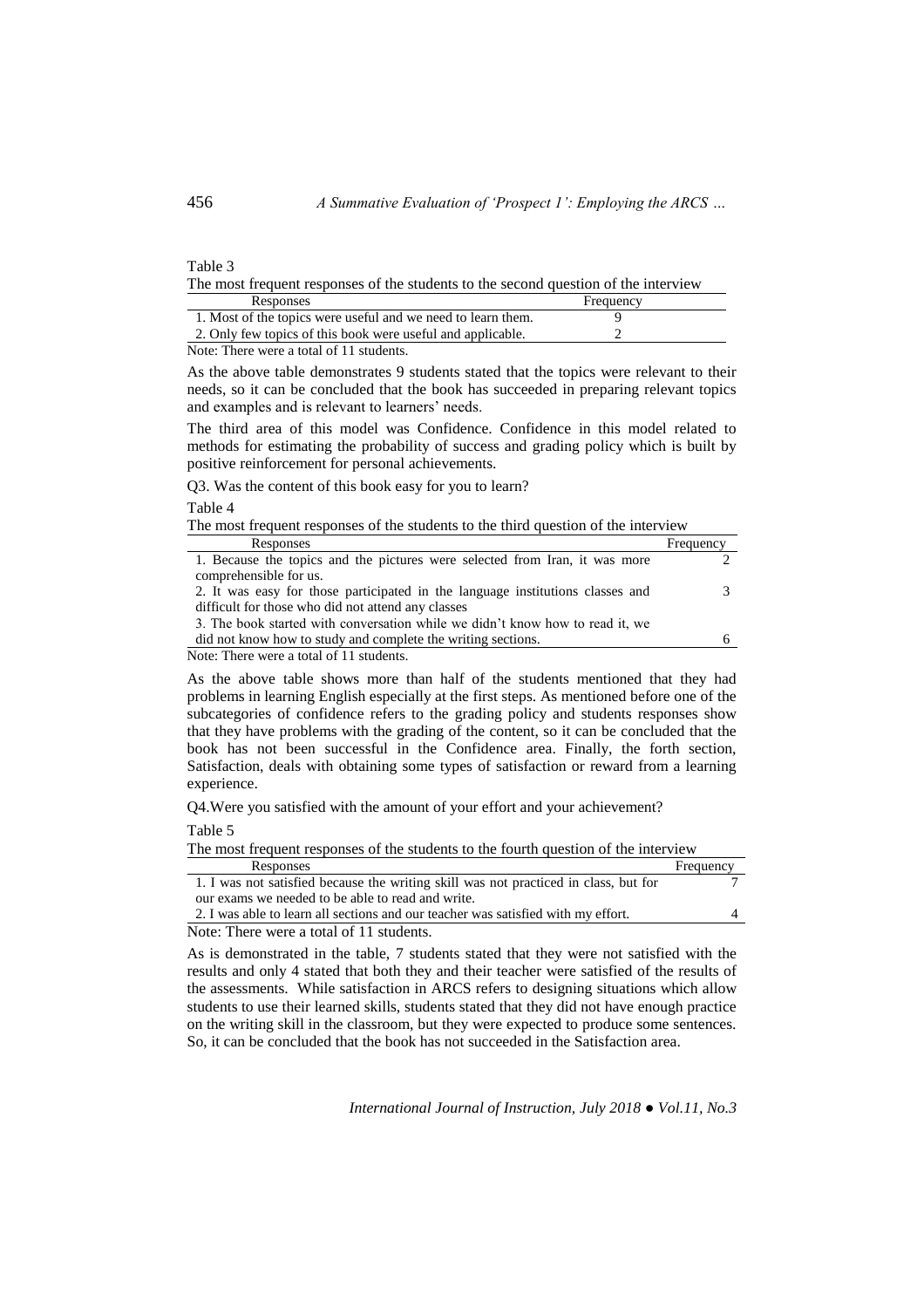Table 3

The most frequent responses of the students to the second question of the interview

| Responses | Frequency |
|---|---|
| 1. Most of the topics were useful and we need to learn them. | 9 |
| 2. Only few topics of this book were useful and applicable. | 2 |

Note: There were a total of 11 students.

As the above table demonstrates 9 students stated that the topics were relevant to their needs, so it can be concluded that the book has succeeded in preparing relevant topics and examples and is relevant to learners' needs.

The third area of this model was Confidence. Confidence in this model related to methods for estimating the probability of success and grading policy which is built by positive reinforcement for personal achievements.

Q3. Was the content of this book easy for you to learn?

Table 4

The most frequent responses of the students to the third question of the interview

| Responses | Frequency |
|---|---|
| 1. Because the topics and the pictures were selected from Iran, it was more comprehensible for us. | 2 |
| 2. It was easy for those participated in the language institutions classes and difficult for those who did not attend any classes | 3 |
| 3. The book started with conversation while we didn't know how to read it, we did not know how to study and complete the writing sections. | 6 |

Note: There were a total of 11 students.

As the above table shows more than half of the students mentioned that they had problems in learning English especially at the first steps. As mentioned before one of the subcategories of confidence refers to the grading policy and students responses show that they have problems with the grading of the content, so it can be concluded that the book has not been successful in the Confidence area. Finally, the forth section, Satisfaction, deals with obtaining some types of satisfaction or reward from a learning experience.

Q4.Were you satisfied with the amount of your effort and your achievement?

Table 5

The most frequent responses of the students to the fourth question of the interview

| Responses | Frequency |
|---|---|
| 1. I was not satisfied because the writing skill was not practiced in class, but for our exams we needed to be able to read and write. | 7 |
| 2. I was able to learn all sections and our teacher was satisfied with my effort. | 4 |

Note: There were a total of 11 students.

As is demonstrated in the table, 7 students stated that they were not satisfied with the results and only 4 stated that both they and their teacher were satisfied of the results of the assessments. While satisfaction in ARCS refers to designing situations which allow students to use their learned skills, students stated that they did not have enough practice on the writing skill in the classroom, but they were expected to produce some sentences. So, it can be concluded that the book has not succeeded in the Satisfaction area.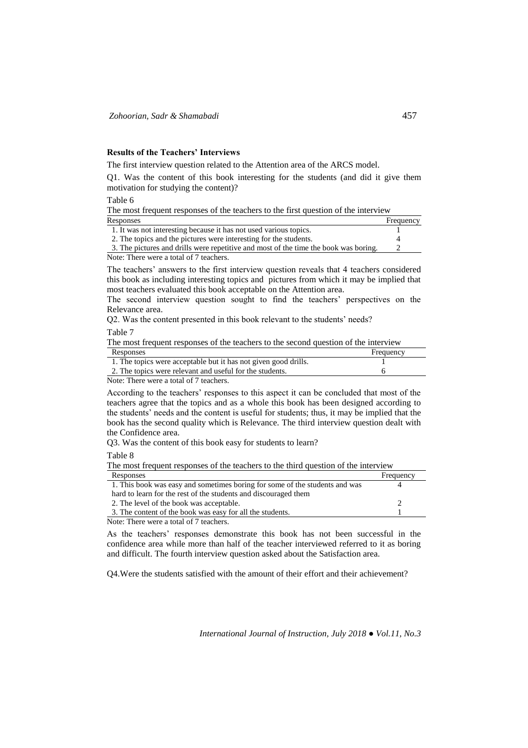### Results of the Teachers' Interviews

The first interview question related to the Attention area of the ARCS model.

Q1. Was the content of this book interesting for the students (and did it give them motivation for studying the content)?

Table 6

The most frequent responses of the teachers to the first question of the interview

| Responses | Frequency |
|---|---|
| 1. It was not interesting because it has not used various topics. | 1 |
| 2. The topics and the pictures were interesting for the students. | 4 |
| 3. The pictures and drills were repetitive and most of the time the book was boring. | 2 |

Note: There were a total of 7 teachers.

The teachers' answers to the first interview question reveals that 4 teachers considered this book as including interesting topics and pictures from which it may be implied that most teachers evaluated this book acceptable on the Attention area.

The second interview question sought to find the teachers' perspectives on the Relevance area.

Q2. Was the content presented in this book relevant to the students' needs?

Table 7

The most frequent responses of the teachers to the second question of the interview

| Responses | Frequency |
|---|---|
| 1. The topics were acceptable but it has not given good drills. | 1 |
| 2. The topics were relevant and useful for the students. | 6 |

Note: There were a total of 7 teachers.

According to the teachers' responses to this aspect it can be concluded that most of the teachers agree that the topics and as a whole this book has been designed according to the students' needs and the content is useful for students; thus, it may be implied that the book has the second quality which is Relevance. The third interview question dealt with the Confidence area.

Q3. Was the content of this book easy for students to learn?

Table 8

The most frequent responses of the teachers to the third question of the interview

| Responses | Frequency |
|---|---|
| 1. This book was easy and sometimes boring for some of the students and was hard to learn for the rest of the students and discouraged them | 4 |
| 2. The level of the book was acceptable. | 2 |
| 3. The content of the book was easy for all the students. | 1 |

Note: There were a total of 7 teachers.

As the teachers' responses demonstrate this book has not been successful in the confidence area while more than half of the teacher interviewed referred to it as boring and difficult. The fourth interview question asked about the Satisfaction area.

Q4.Were the students satisfied with the amount of their effort and their achievement?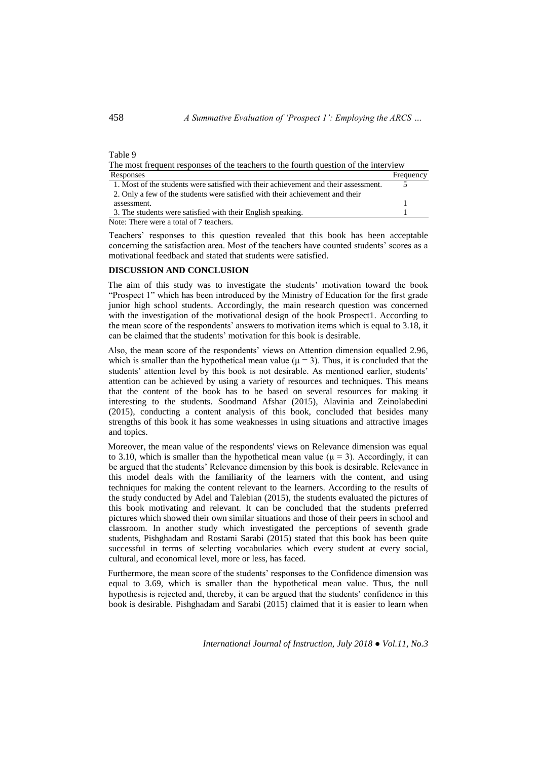Table 9

The most frequent responses of the teachers to the fourth question of the interview

| Responses | Frequency |
|---|---|
| 1. Most of the students were satisfied with their achievement and their assessment. | 5 |
| 2. Only a few of the students were satisfied with their achievement and their assessment. | 1 |
| 3. The students were satisfied with their English speaking. | 1 |

Note: There were a total of 7 teachers.

Teachers' responses to this question revealed that this book has been acceptable concerning the satisfaction area. Most of the teachers have counted students' scores as a motivational feedback and stated that students were satisfied.

## DISCUSSION AND CONCLUSION

The aim of this study was to investigate the students' motivation toward the book "Prospect 1" which has been introduced by the Ministry of Education for the first grade junior high school students. Accordingly, the main research question was concerned with the investigation of the motivational design of the book Prospect1. According to the mean score of the respondents' answers to motivation items which is equal to 3.18, it can be claimed that the students' motivation for this book is desirable.

Also, the mean score of the respondents' views on Attention dimension equalled 2.96, which is smaller than the hypothetical mean value ($\mu = 3$). Thus, it is concluded that the students' attention level by this book is not desirable. As mentioned earlier, students' attention can be achieved by using a variety of resources and techniques. This means that the content of the book has to be based on several resources for making it interesting to the students. Soodmand Afshar (2015), Alavinia and Zeinolabedini (2015), conducting a content analysis of this book, concluded that besides many strengths of this book it has some weaknesses in using situations and attractive images and topics.

Moreover, the mean value of the respondents' views on Relevance dimension was equal to 3.10, which is smaller than the hypothetical mean value ($\mu = 3$). Accordingly, it can be argued that the students' Relevance dimension by this book is desirable. Relevance in this model deals with the familiarity of the learners with the content, and using techniques for making the content relevant to the learners. According to the results of the study conducted by Adel and Talebian (2015), the students evaluated the pictures of this book motivating and relevant. It can be concluded that the students preferred pictures which showed their own similar situations and those of their peers in school and classroom. In another study which investigated the perceptions of seventh grade students, Pishghadam and Rostami Sarabi (2015) stated that this book has been quite successful in terms of selecting vocabularies which every student at every social, cultural, and economical level, more or less, has faced.

Furthermore, the mean score of the students' responses to the Confidence dimension was equal to 3.69, which is smaller than the hypothetical mean value. Thus, the null hypothesis is rejected and, thereby, it can be argued that the students' confidence in this book is desirable. Pishghadam and Sarabi (2015) claimed that it is easier to learn when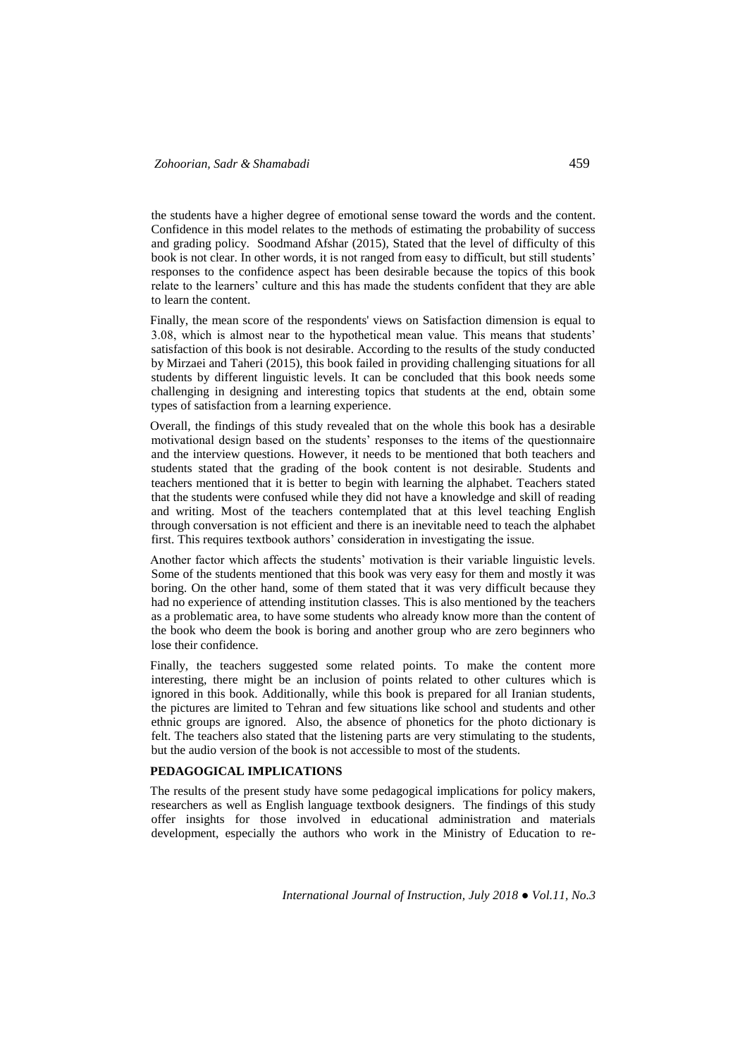the students have a higher degree of emotional sense toward the words and the content. Confidence in this model relates to the methods of estimating the probability of success and grading policy. Soodmand Afshar (2015), Stated that the level of difficulty of this book is not clear. In other words, it is not ranged from easy to difficult, but still students' responses to the confidence aspect has been desirable because the topics of this book relate to the learners' culture and this has made the students confident that they are able to learn the content.

Finally, the mean score of the respondents' views on Satisfaction dimension is equal to 3.08, which is almost near to the hypothetical mean value. This means that students' satisfaction of this book is not desirable. According to the results of the study conducted by Mirzaei and Taheri (2015), this book failed in providing challenging situations for all students by different linguistic levels. It can be concluded that this book needs some challenging in designing and interesting topics that students at the end, obtain some types of satisfaction from a learning experience.

Overall, the findings of this study revealed that on the whole this book has a desirable motivational design based on the students' responses to the items of the questionnaire and the interview questions. However, it needs to be mentioned that both teachers and students stated that the grading of the book content is not desirable. Students and teachers mentioned that it is better to begin with learning the alphabet. Teachers stated that the students were confused while they did not have a knowledge and skill of reading and writing. Most of the teachers contemplated that at this level teaching English through conversation is not efficient and there is an inevitable need to teach the alphabet first. This requires textbook authors' consideration in investigating the issue.

Another factor which affects the students' motivation is their variable linguistic levels. Some of the students mentioned that this book was very easy for them and mostly it was boring. On the other hand, some of them stated that it was very difficult because they had no experience of attending institution classes. This is also mentioned by the teachers as a problematic area, to have some students who already know more than the content of the book who deem the book is boring and another group who are zero beginners who lose their confidence.

Finally, the teachers suggested some related points. To make the content more interesting, there might be an inclusion of points related to other cultures which is ignored in this book. Additionally, while this book is prepared for all Iranian students, the pictures are limited to Tehran and few situations like school and students and other ethnic groups are ignored. Also, the absence of phonetics for the photo dictionary is felt. The teachers also stated that the listening parts are very stimulating to the students, but the audio version of the book is not accessible to most of the students.

## PEDAGOGICAL IMPLICATIONS

The results of the present study have some pedagogical implications for policy makers, researchers as well as English language textbook designers. The findings of this study offer insights for those involved in educational administration and materials development, especially the authors who work in the Ministry of Education to re-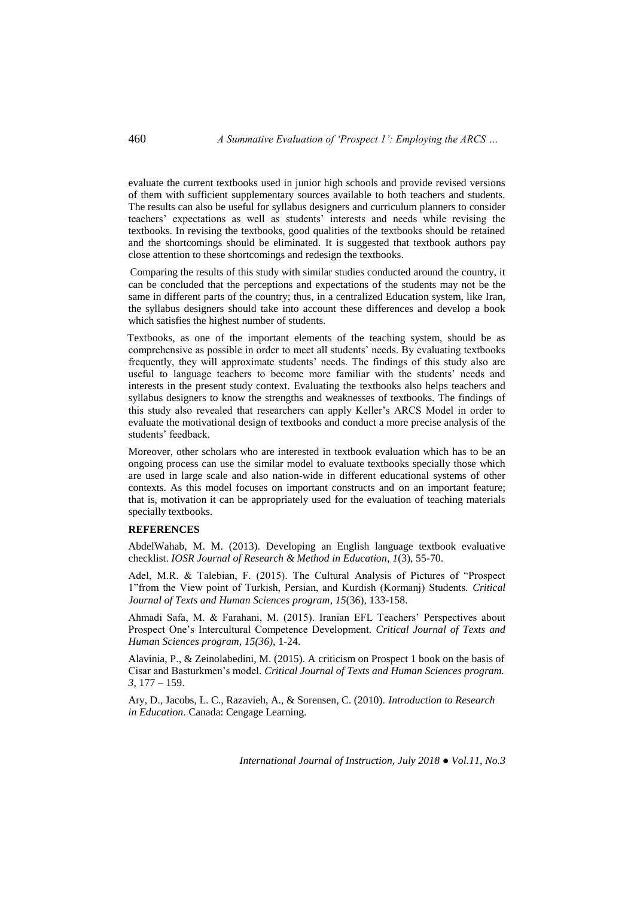evaluate the current textbooks used in junior high schools and provide revised versions of them with sufficient supplementary sources available to both teachers and students. The results can also be useful for syllabus designers and curriculum planners to consider teachers' expectations as well as students' interests and needs while revising the textbooks. In revising the textbooks, good qualities of the textbooks should be retained and the shortcomings should be eliminated. It is suggested that textbook authors pay close attention to these shortcomings and redesign the textbooks.

Comparing the results of this study with similar studies conducted around the country, it can be concluded that the perceptions and expectations of the students may not be the same in different parts of the country; thus, in a centralized Education system, like Iran, the syllabus designers should take into account these differences and develop a book which satisfies the highest number of students.

Textbooks, as one of the important elements of the teaching system, should be as comprehensive as possible in order to meet all students' needs. By evaluating textbooks frequently, they will approximate students' needs. The findings of this study also are useful to language teachers to become more familiar with the students' needs and interests in the present study context. Evaluating the textbooks also helps teachers and syllabus designers to know the strengths and weaknesses of textbooks. The findings of this study also revealed that researchers can apply Keller's ARCS Model in order to evaluate the motivational design of textbooks and conduct a more precise analysis of the students' feedback.

Moreover, other scholars who are interested in textbook evaluation which has to be an ongoing process can use the similar model to evaluate textbooks specially those which are used in large scale and also nation-wide in different educational systems of other contexts. As this model focuses on important constructs and on an important feature; that is, motivation it can be appropriately used for the evaluation of teaching materials specially textbooks.

## REFERENCES

AbdelWahab, M. M. (2013). Developing an English language textbook evaluative checklist. *IOSR Journal of Research & Method in Education*, *1*(3), 55-70.

Adel, M.R. & Talebian, F. (2015). The Cultural Analysis of Pictures of "Prospect 1"from the View point of Turkish, Persian, and Kurdish (Kormanj) Students. *Critical Journal of Texts and Human Sciences program*, *15*(36), 133-158.

Ahmadi Safa, M. & Farahani, M. (2015). Iranian EFL Teachers' Perspectives about Prospect One's Intercultural Competence Development. *Critical Journal of Texts and Human Sciences program, 15(36)*, 1-24.

Alavinia, P., & Zeinolabedini, M. (2015). A criticism on Prospect 1 book on the basis of Cisar and Basturkmen's model. *Critical Journal of Texts and Human Sciences program. 3*, 177 – 159.

Ary, D., Jacobs, L. C., Razavieh, A., & Sorensen, C. (2010). *Introduction to Research in Education*. Canada: Cengage Learning.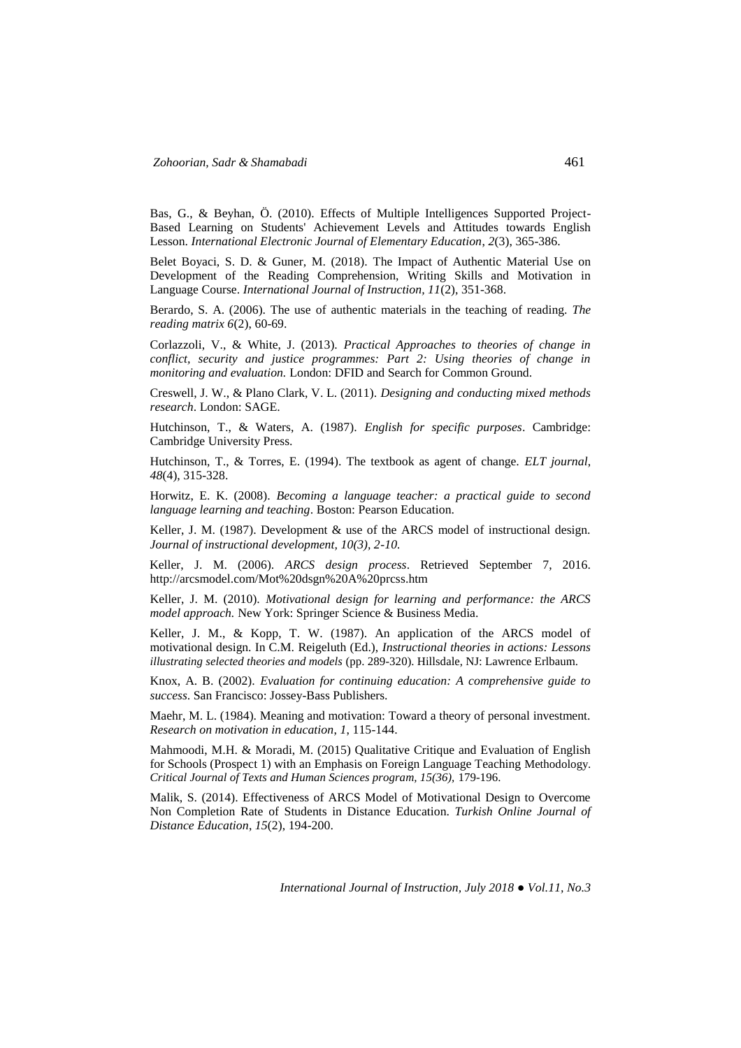Bas, G., & Beyhan, Ö. (2010). Effects of Multiple Intelligences Supported Project-Based Learning on Students' Achievement Levels and Attitudes towards English Lesson. *International Electronic Journal of Elementary Education*, *2*(3), 365-386.

Belet Boyaci, S. D. & Guner, M. (2018). The Impact of Authentic Material Use on Development of the Reading Comprehension, Writing Skills and Motivation in Language Course. *International Journal of Instruction*, *11*(2), 351-368.

Berardo, S. A. (2006). The use of authentic materials in the teaching of reading. *The reading matrix 6*(2), 60-69.

Corlazzoli, V., & White, J. (2013). *Practical Approaches to theories of change in conflict, security and justice programmes: Part 2: Using theories of change in monitoring and evaluation.* London: DFID and Search for Common Ground.

Creswell, J. W., & Plano Clark, V. L. (2011). *Designing and conducting mixed methods research*. London: SAGE.

Hutchinson, T., & Waters, A. (1987). *English for specific purposes*. Cambridge: Cambridge University Press.

Hutchinson, T., & Torres, E. (1994). The textbook as agent of change. *ELT journal*, *48*(4), 315-328.

Horwitz, E. K. (2008). *Becoming a language teacher: a practical guide to second language learning and teaching*. Boston: Pearson Education.

Keller, J. M. (1987). Development & use of the ARCS model of instructional design. *Journal of instructional development, 10(3), 2-10.*

Keller, J. M. (2006). *ARCS design process*. Retrieved September 7, 2016. http://arcsmodel.com/Mot%20dsgn%20A%20prcss.htm

Keller, J. M. (2010). *Motivational design for learning and performance: the ARCS model approach.* New York: Springer Science & Business Media.

Keller, J. M., & Kopp, T. W. (1987). An application of the ARCS model of motivational design. In C.M. Reigeluth (Ed.), *Instructional theories in actions: Lessons illustrating selected theories and models* (pp. 289-320). Hillsdale, NJ: Lawrence Erlbaum.

Knox, A. B. (2002). *Evaluation for continuing education: A comprehensive guide to success*. San Francisco: Jossey-Bass Publishers.

Maehr, M. L. (1984). Meaning and motivation: Toward a theory of personal investment. *Research on motivation in education*, *1*, 115-144.

Mahmoodi, M.H. & Moradi, M. (2015) Qualitative Critique and Evaluation of English for Schools (Prospect 1) with an Emphasis on Foreign Language Teaching Methodology. *Critical Journal of Texts and Human Sciences program, 15(36),* 179-196.

Malik, S. (2014). Effectiveness of ARCS Model of Motivational Design to Overcome Non Completion Rate of Students in Distance Education. *Turkish Online Journal of Distance Education*, *15*(2), 194-200.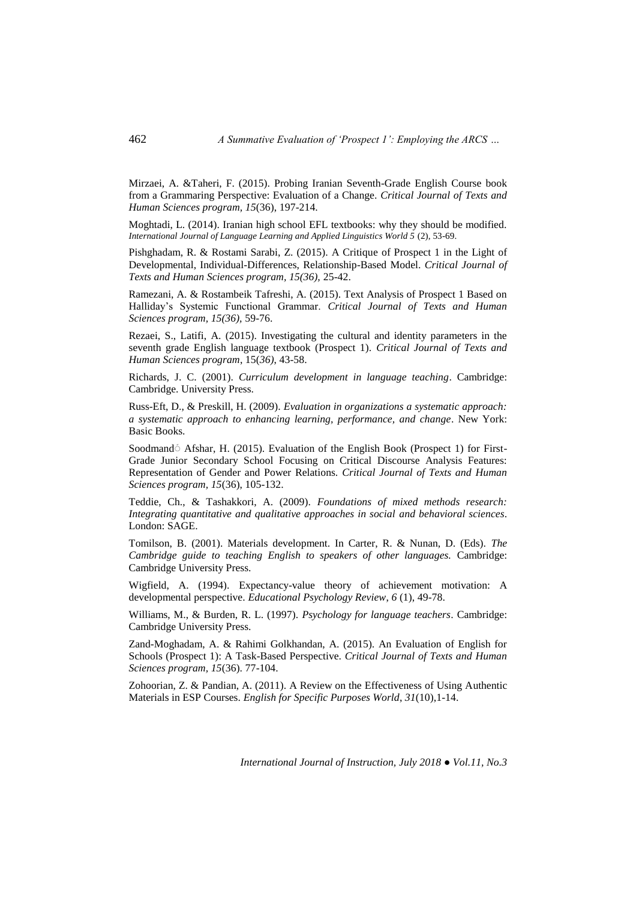Mirzaei, A. &Taheri, F. (2015). Probing Iranian Seventh-Grade English Course book from a Grammaring Perspective: Evaluation of a Change. *Critical Journal of Texts and Human Sciences program*, *15*(36), 197-214.

Moghtadi, L. (2014). Iranian high school EFL textbooks: why they should be modified. *International Journal of Language Learning and Applied Linguistics World 5* (2), 53-69.

Pishghadam, R. & Rostami Sarabi, Z. (2015). A Critique of Prospect 1 in the Light of Developmental, Individual-Differences, Relationship-Based Model. *Critical Journal of Texts and Human Sciences program, 15(36),* 25-42.

Ramezani, A. & Rostambeik Tafreshi, A. (2015). Text Analysis of Prospect 1 Based on Halliday's Systemic Functional Grammar. *Critical Journal of Texts and Human Sciences program, 15(36),* 59-76.

Rezaei, S., Latifi, A. (2015). Investigating the cultural and identity parameters in the seventh grade English language textbook (Prospect 1). *Critical Journal of Texts and Human Sciences program*, 15(*36)*, 43-58.

Richards, J. C. (2001). *Curriculum development in language teaching*. Cambridge: Cambridge. University Press.

Russ-Eft, D., & Preskill, H. (2009). *Evaluation in organizations a systematic approach: a systematic approach to enhancing learning, performance, and change*. New York: Basic Books.

Soodmand Afshar, H. (2015). Evaluation of the English Book (Prospect 1) for First-Grade Junior Secondary School Focusing on Critical Discourse Analysis Features: Representation of Gender and Power Relations. *Critical Journal of Texts and Human Sciences program, 15*(36), 105-132.

Teddie, Ch., & Tashakkori, A. (2009). *Foundations of mixed methods research: Integrating quantitative and qualitative approaches in social and behavioral sciences*. London: SAGE.

Tomilson, B. (2001). Materials development. In Carter, R. & Nunan, D. (Eds). *The Cambridge guide to teaching English to speakers of other languages.* Cambridge: Cambridge University Press.

Wigfield, A. (1994). Expectancy-value theory of achievement motivation: A developmental perspective. *Educational Psychology Review, 6* (1), 49-78.

Williams, M., & Burden, R. L. (1997). *Psychology for language teachers*. Cambridge: Cambridge University Press.

Zand-Moghadam, A. & Rahimi Golkhandan, A. (2015). An Evaluation of English for Schools (Prospect 1): A Task-Based Perspective. *Critical Journal of Texts and Human Sciences program, 15*(36). 77-104.

Zohoorian, Z. & Pandian, A. (2011). A Review on the Effectiveness of Using Authentic Materials in ESP Courses. *English for Specific Purposes World*, *31*(10),1-14.